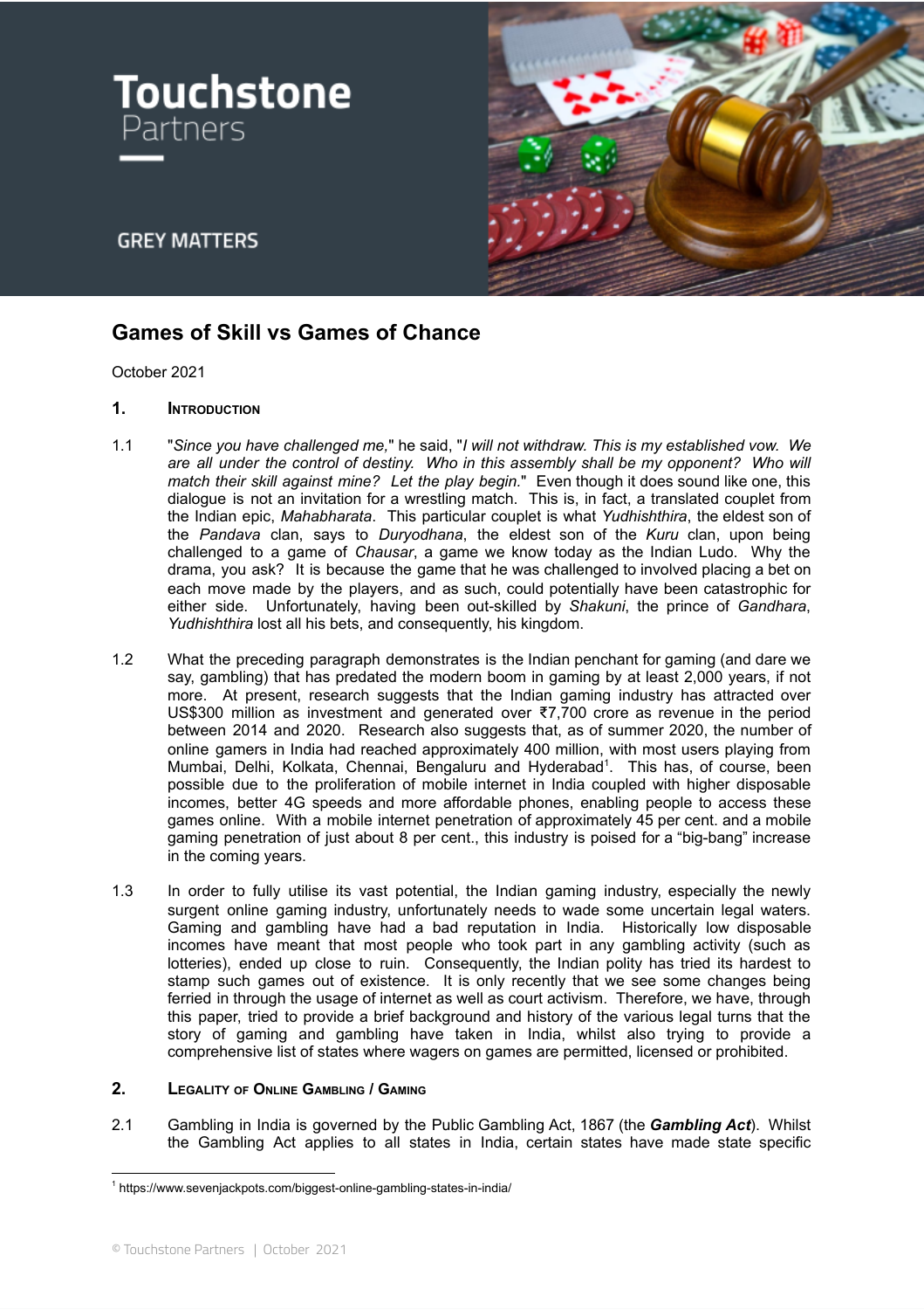Touchstone Partners

GREY MATTERS

# Games of Skill vs Games of Chance

October 2021

## 1. Introduction

1.1 "*Since you have challenged me,*" he said, "*I will not withdraw. This is my established vow. We are all under the control of destiny. Who in this assembly shall be my opponent? Who will match their skill against mine? Let the play begin.*" Even though it does sound like one, this dialogue is not an invitation for a wrestling match. This is, in fact, a translated couplet from the Indian epic, *Mahabharata*. This particular couplet is what *Yudhishthira*, the eldest son of the *Pandava* clan, says to *Duryodhana*, the eldest son of the *Kuru* clan, upon being challenged to a game of *Chausar*, a game we know today as the Indian Ludo. Why the drama, you ask? It is because the game that he was challenged to involved placing a bet on each move made by the players, and as such, could potentially have been catastrophic for either side. Unfortunately, having been out-skilled by *Shakuni*, the prince of *Gandhara*, *Yudhishthira* lost all his bets, and consequently, his kingdom.

1.2 What the preceding paragraph demonstrates is the Indian penchant for gaming (and dare we say, gambling) that has predated the modern boom in gaming by at least 2,000 years, if not more. At present, research suggests that the Indian gaming industry has attracted over US$300 million as investment and generated over ₹7,700 crore as revenue in the period between 2014 and 2020. Research also suggests that, as of summer 2020, the number of online gamers in India had reached approximately 400 million, with most users playing from Mumbai, Delhi, Kolkata, Chennai, Bengaluru and Hyderabad[1]. This has, of course, been possible due to the proliferation of mobile internet in India coupled with higher disposable incomes, better 4G speeds and more affordable phones, enabling people to access these games online. With a mobile internet penetration of approximately 45 per cent. and a mobile gaming penetration of just about 8 per cent., this industry is poised for a "big-bang" increase in the coming years.

1.3 In order to fully utilise its vast potential, the Indian gaming industry, especially the newly surgent online gaming industry, unfortunately needs to wade some uncertain legal waters. Gaming and gambling have had a bad reputation in India. Historically low disposable incomes have meant that most people who took part in any gambling activity (such as lotteries), ended up close to ruin. Consequently, the Indian polity has tried its hardest to stamp such games out of existence. It is only recently that we see some changes being ferried in through the usage of internet as well as court activism. Therefore, we have, through this paper, tried to provide a brief background and history of the various legal turns that the story of gaming and gambling have taken in India, whilst also trying to provide a comprehensive list of states where wagers on games are permitted, licensed or prohibited.

## 2. Legality of Online Gambling / Gaming

2.1 Gambling in India is governed by the Public Gambling Act, 1867 (the ***Gambling Act***). Whilst the Gambling Act applies to all states in India, certain states have made state specific

[1] https://www.sevenjackpots.com/biggest-online-gambling-states-in-india/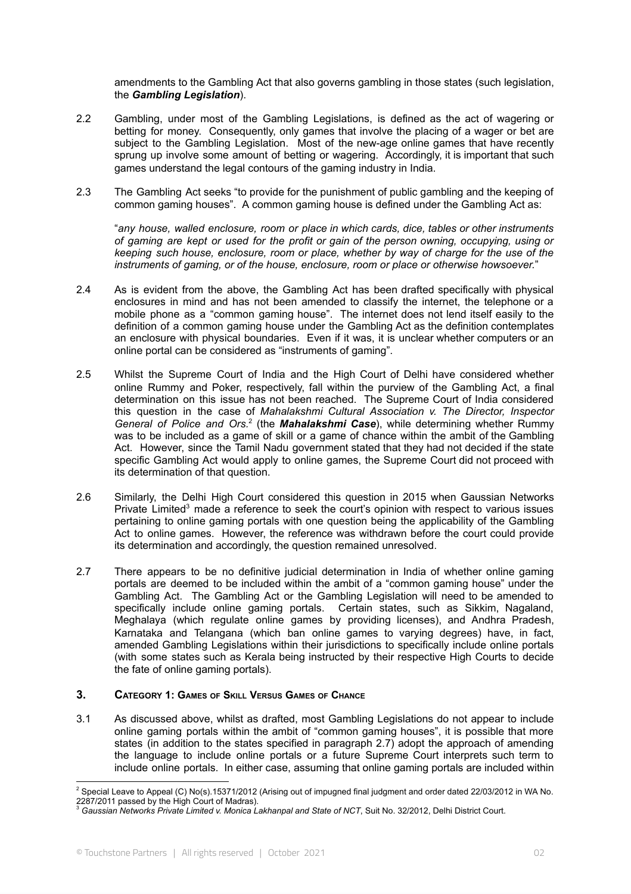amendments to the Gambling Act that also governs gambling in those states (such legislation, the ***Gambling Legislation***).

2.2 Gambling, under most of the Gambling Legislations, is defined as the act of wagering or betting for money. Consequently, only games that involve the placing of a wager or bet are subject to the Gambling Legislation. Most of the new-age online games that have recently sprung up involve some amount of betting or wagering. Accordingly, it is important that such games understand the legal contours of the gaming industry in India.

2.3 The Gambling Act seeks "to provide for the punishment of public gambling and the keeping of common gaming houses". A common gaming house is defined under the Gambling Act as:

"*any house, walled enclosure, room or place in which cards, dice, tables or other instruments of gaming are kept or used for the profit or gain of the person owning, occupying, using or keeping such house, enclosure, room or place, whether by way of charge for the use of the instruments of gaming, or of the house, enclosure, room or place or otherwise howsoever.*"

2.4 As is evident from the above, the Gambling Act has been drafted specifically with physical enclosures in mind and has not been amended to classify the internet, the telephone or a mobile phone as a "common gaming house". The internet does not lend itself easily to the definition of a common gaming house under the Gambling Act as the definition contemplates an enclosure with physical boundaries. Even if it was, it is unclear whether computers or an online portal can be considered as "instruments of gaming".

2.5 Whilst the Supreme Court of India and the High Court of Delhi have considered whether online Rummy and Poker, respectively, fall within the purview of the Gambling Act, a final determination on this issue has not been reached. The Supreme Court of India considered this question in the case of *Mahalakshmi Cultural Association v. The Director, Inspector General of Police and Ors.*[2] (the ***Mahalakshmi Case***), while determining whether Rummy was to be included as a game of skill or a game of chance within the ambit of the Gambling Act. However, since the Tamil Nadu government stated that they had not decided if the state specific Gambling Act would apply to online games, the Supreme Court did not proceed with its determination of that question.

2.6 Similarly, the Delhi High Court considered this question in 2015 when Gaussian Networks Private Limited[3] made a reference to seek the court's opinion with respect to various issues pertaining to online gaming portals with one question being the applicability of the Gambling Act to online games. However, the reference was withdrawn before the court could provide its determination and accordingly, the question remained unresolved.

2.7 There appears to be no definitive judicial determination in India of whether online gaming portals are deemed to be included within the ambit of a "common gaming house" under the Gambling Act. The Gambling Act or the Gambling Legislation will need to be amended to specifically include online gaming portals. Certain states, such as Sikkim, Nagaland, Meghalaya (which regulate online games by providing licenses), and Andhra Pradesh, Karnataka and Telangana (which ban online games to varying degrees) have, in fact, amended Gambling Legislations within their jurisdictions to specifically include online portals (with some states such as Kerala being instructed by their respective High Courts to decide the fate of online gaming portals).

## 3. CATEGORY 1: GAMES OF SKILL VERSUS GAMES OF CHANCE

3.1 As discussed above, whilst as drafted, most Gambling Legislations do not appear to include online gaming portals within the ambit of "common gaming houses", it is possible that more states (in addition to the states specified in paragraph 2.7) adopt the approach of amending the language to include online portals or a future Supreme Court interprets such term to include online portals. In either case, assuming that online gaming portals are included within

---

[2] Special Leave to Appeal (C) No(s).15371/2012 (Arising out of impugned final judgment and order dated 22/03/2012 in WA No. 2287/2011 passed by the High Court of Madras).

[3] *Gaussian Networks Private Limited v. Monica Lakhanpal and State of NCT*, Suit No. 32/2012, Delhi District Court.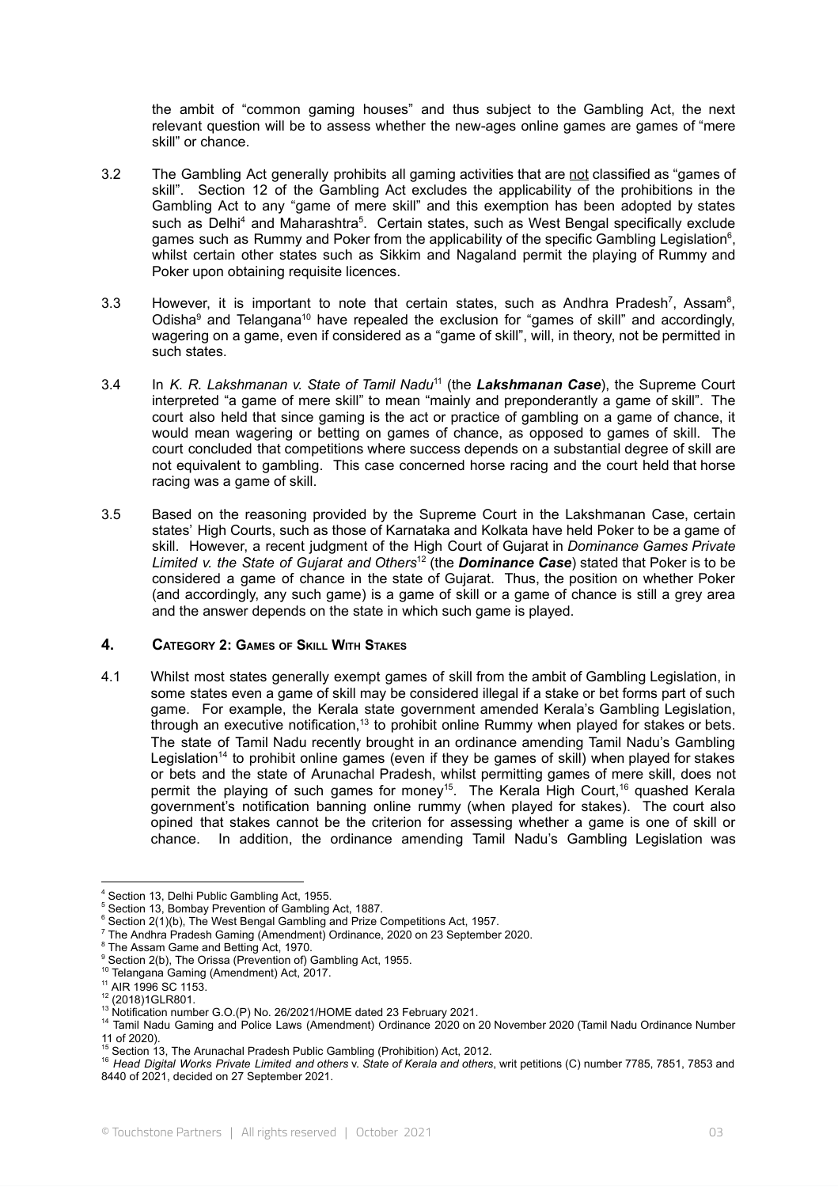the ambit of "common gaming houses" and thus subject to the Gambling Act, the next relevant question will be to assess whether the new-ages online games are games of "mere skill" or chance.

3.2 The Gambling Act generally prohibits all gaming activities that are not classified as "games of skill". Section 12 of the Gambling Act excludes the applicability of the prohibitions in the Gambling Act to any "game of mere skill" and this exemption has been adopted by states such as Delhi[4] and Maharashtra[5]. Certain states, such as West Bengal specifically exclude games such as Rummy and Poker from the applicability of the specific Gambling Legislation[6], whilst certain other states such as Sikkim and Nagaland permit the playing of Rummy and Poker upon obtaining requisite licences.

3.3 However, it is important to note that certain states, such as Andhra Pradesh[7], Assam[8], Odisha[9] and Telangana[10] have repealed the exclusion for "games of skill" and accordingly, wagering on a game, even if considered as a "game of skill", will, in theory, not be permitted in such states.

3.4 In *K. R. Lakshmanan v. State of Tamil Nadu*[11] (the ***Lakshmanan Case***), the Supreme Court interpreted "a game of mere skill" to mean "mainly and preponderantly a game of skill". The court also held that since gaming is the act or practice of gambling on a game of chance, it would mean wagering or betting on games of chance, as opposed to games of skill. The court concluded that competitions where success depends on a substantial degree of skill are not equivalent to gambling. This case concerned horse racing and the court held that horse racing was a game of skill.

3.5 Based on the reasoning provided by the Supreme Court in the Lakshmanan Case, certain states' High Courts, such as those of Karnataka and Kolkata have held Poker to be a game of skill. However, a recent judgment of the High Court of Gujarat in *Dominance Games Private Limited v. the State of Gujarat and Others*[12] (the ***Dominance Case***) stated that Poker is to be considered a game of chance in the state of Gujarat. Thus, the position on whether Poker (and accordingly, any such game) is a game of skill or a game of chance is still a grey area and the answer depends on the state in which such game is played.

## 4. Category 2: Games of Skill With Stakes

4.1 Whilst most states generally exempt games of skill from the ambit of Gambling Legislation, in some states even a game of skill may be considered illegal if a stake or bet forms part of such game. For example, the Kerala state government amended Kerala's Gambling Legislation, through an executive notification,[13] to prohibit online Rummy when played for stakes or bets. The state of Tamil Nadu recently brought in an ordinance amending Tamil Nadu's Gambling Legislation[14] to prohibit online games (even if they be games of skill) when played for stakes or bets and the state of Arunachal Pradesh, whilst permitting games of mere skill, does not permit the playing of such games for money[15]. The Kerala High Court,[16] quashed Kerala government's notification banning online rummy (when played for stakes). The court also opined that stakes cannot be the criterion for assessing whether a game is one of skill or chance. In addition, the ordinance amending Tamil Nadu's Gambling Legislation was

---

[4] Section 13, Delhi Public Gambling Act, 1955.

[5] Section 13, Bombay Prevention of Gambling Act, 1887.

[6] Section 2(1)(b), The West Bengal Gambling and Prize Competitions Act, 1957.

[7] The Andhra Pradesh Gaming (Amendment) Ordinance, 2020 on 23 September 2020.

[8] The Assam Game and Betting Act, 1970.

[9] Section 2(b), The Orissa (Prevention of) Gambling Act, 1955.

[10] Telangana Gaming (Amendment) Act, 2017.

[11] AIR 1996 SC 1153.

[12] (2018)1GLR801.

[13] Notification number G.O.(P) No. 26/2021/HOME dated 23 February 2021.

[14] Tamil Nadu Gaming and Police Laws (Amendment) Ordinance 2020 on 20 November 2020 (Tamil Nadu Ordinance Number 11 of 2020).

[15] Section 13, The Arunachal Pradesh Public Gambling (Prohibition) Act, 2012.

[16] *Head Digital Works Private Limited and others* v. *State of Kerala and others*, writ petitions (C) number 7785, 7851, 7853 and 8440 of 2021, decided on 27 September 2021.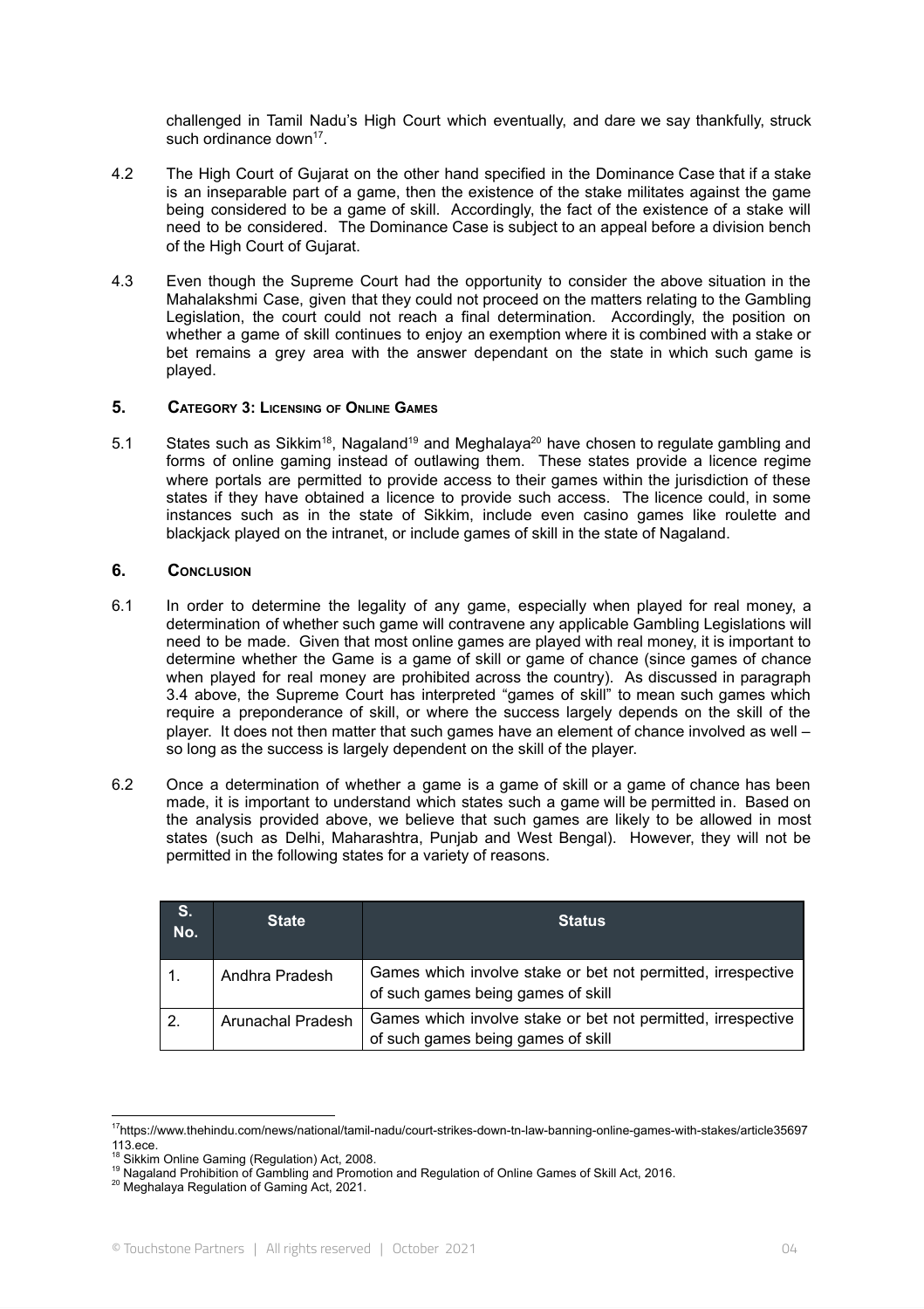challenged in Tamil Nadu's High Court which eventually, and dare we say thankfully, struck such ordinance down[17].

4.2 The High Court of Gujarat on the other hand specified in the Dominance Case that if a stake is an inseparable part of a game, then the existence of the stake militates against the game being considered to be a game of skill. Accordingly, the fact of the existence of a stake will need to be considered. The Dominance Case is subject to an appeal before a division bench of the High Court of Gujarat.

4.3 Even though the Supreme Court had the opportunity to consider the above situation in the Mahalakshmi Case, given that they could not proceed on the matters relating to the Gambling Legislation, the court could not reach a final determination. Accordingly, the position on whether a game of skill continues to enjoy an exemption where it is combined with a stake or bet remains a grey area with the answer dependant on the state in which such game is played.

## 5. Category 3: Licensing of Online Games

5.1 States such as Sikkim[18], Nagaland[19] and Meghalaya[20] have chosen to regulate gambling and forms of online gaming instead of outlawing them. These states provide a licence regime where portals are permitted to provide access to their games within the jurisdiction of these states if they have obtained a licence to provide such access. The licence could, in some instances such as in the state of Sikkim, include even casino games like roulette and blackjack played on the intranet, or include games of skill in the state of Nagaland.

## 6. Conclusion

6.1 In order to determine the legality of any game, especially when played for real money, a determination of whether such game will contravene any applicable Gambling Legislations will need to be made. Given that most online games are played with real money, it is important to determine whether the Game is a game of skill or game of chance (since games of chance when played for real money are prohibited across the country). As discussed in paragraph 3.4 above, the Supreme Court has interpreted "games of skill" to mean such games which require a preponderance of skill, or where the success largely depends on the skill of the player. It does not then matter that such games have an element of chance involved as well – so long as the success is largely dependent on the skill of the player.

6.2 Once a determination of whether a game is a game of skill or a game of chance has been made, it is important to understand which states such a game will be permitted in. Based on the analysis provided above, we believe that such games are likely to be allowed in most states (such as Delhi, Maharashtra, Punjab and West Bengal). However, they will not be permitted in the following states for a variety of reasons.

| S. No. | State | Status |
|---|---|---|
| 1. | Andhra Pradesh | Games which involve stake or bet not permitted, irrespective of such games being games of skill |
| 2. | Arunachal Pradesh | Games which involve stake or bet not permitted, irrespective of such games being games of skill |

---

[17] https://www.thehindu.com/news/national/tamil-nadu/court-strikes-down-tn-law-banning-online-games-with-stakes/article35697113.ece.

[18] Sikkim Online Gaming (Regulation) Act, 2008.

[19] Nagaland Prohibition of Gambling and Promotion and Regulation of Online Games of Skill Act, 2016.

[20] Meghalaya Regulation of Gaming Act, 2021.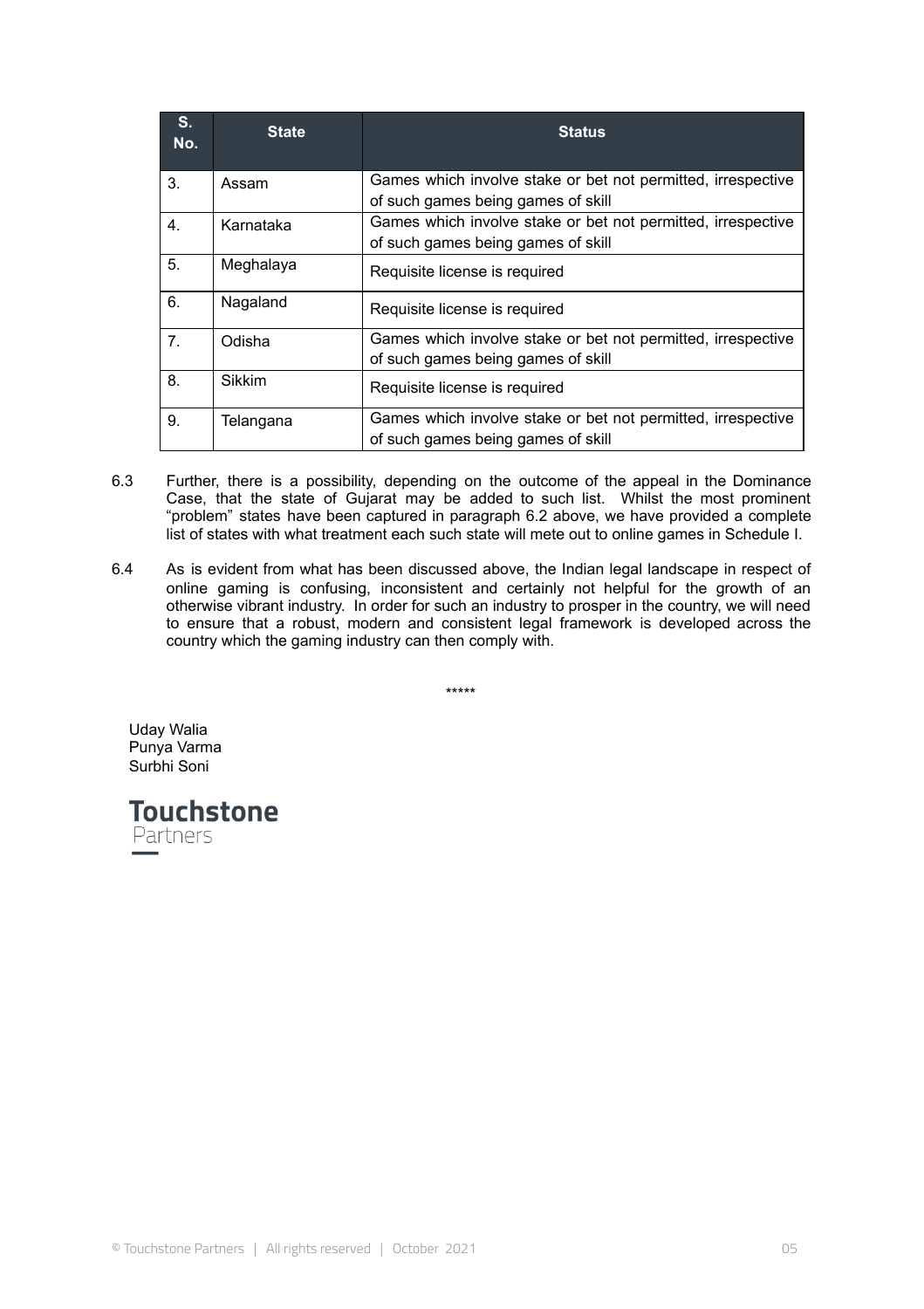| S. No. | State | Status |
|---|---|---|
| 3. | Assam | Games which involve stake or bet not permitted, irrespective of such games being games of skill |
| 4. | Karnataka | Games which involve stake or bet not permitted, irrespective of such games being games of skill |
| 5. | Meghalaya | Requisite license is required |
| 6. | Nagaland | Requisite license is required |
| 7. | Odisha | Games which involve stake or bet not permitted, irrespective of such games being games of skill |
| 8. | Sikkim | Requisite license is required |
| 9. | Telangana | Games which involve stake or bet not permitted, irrespective of such games being games of skill |

6.3 Further, there is a possibility, depending on the outcome of the appeal in the Dominance Case, that the state of Gujarat may be added to such list. Whilst the most prominent "problem" states have been captured in paragraph 6.2 above, we have provided a complete list of states with what treatment each such state will mete out to online games in Schedule I.

6.4 As is evident from what has been discussed above, the Indian legal landscape in respect of online gaming is confusing, inconsistent and certainly not helpful for the growth of an otherwise vibrant industry. In order for such an industry to prosper in the country, we will need to ensure that a robust, modern and consistent legal framework is developed across the country which the gaming industry can then comply with.

*****

Uday Walia
Punya Varma
Surbhi Soni

**Touchstone**
Partners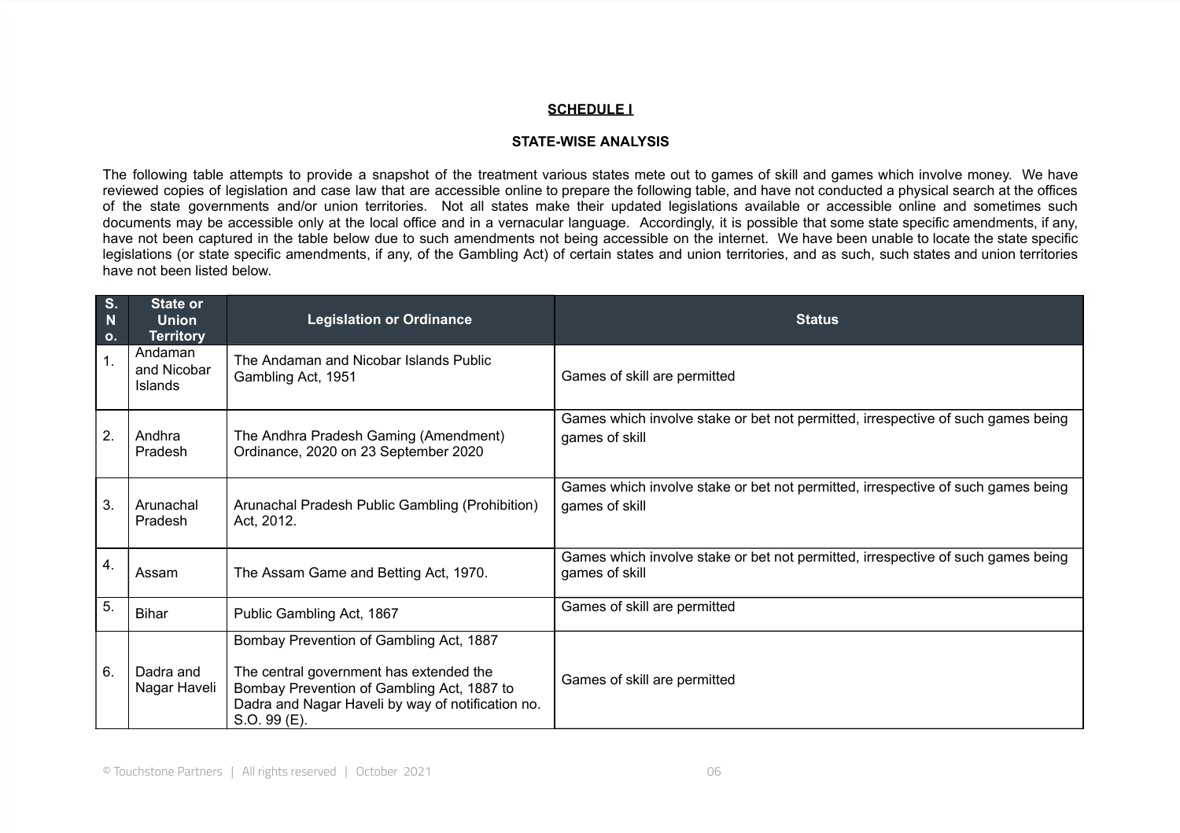**<u>SCHEDULE I</u>**

**STATE-WISE ANALYSIS**

The following table attempts to provide a snapshot of the treatment various states mete out to games of skill and games which involve money. We have reviewed copies of legislation and case law that are accessible online to prepare the following table, and have not conducted a physical search at the offices of the state governments and/or union territories. Not all states make their updated legislations available or accessible online and sometimes such documents may be accessible only at the local office and in a vernacular language. Accordingly, it is possible that some state specific amendments, if any, have not been captured in the table below due to such amendments not being accessible on the internet. We have been unable to locate the state specific legislations (or state specific amendments, if any, of the Gambling Act) of certain states and union territories, and as such, such states and union territories have not been listed below.

| S. No. | State or Union Territory | Legislation or Ordinance | Status |
|---|---|---|---|
| 1. | Andaman and Nicobar Islands | The Andaman and Nicobar Islands Public Gambling Act, 1951 | Games of skill are permitted |
| 2. | Andhra Pradesh | The Andhra Pradesh Gaming (Amendment) Ordinance, 2020 on 23 September 2020 | Games which involve stake or bet not permitted, irrespective of such games being games of skill |
| 3. | Arunachal Pradesh | Arunachal Pradesh Public Gambling (Prohibition) Act, 2012. | Games which involve stake or bet not permitted, irrespective of such games being games of skill |
| 4. | Assam | The Assam Game and Betting Act, 1970. | Games which involve stake or bet not permitted, irrespective of such games being games of skill |
| 5. | Bihar | Public Gambling Act, 1867 | Games of skill are permitted |
| 6. | Dadra and Nagar Haveli | Bombay Prevention of Gambling Act, 1887<br><br>The central government has extended the Bombay Prevention of Gambling Act, 1887 to Dadra and Nagar Haveli by way of notification no. S.O. 99 (E). | Games of skill are permitted |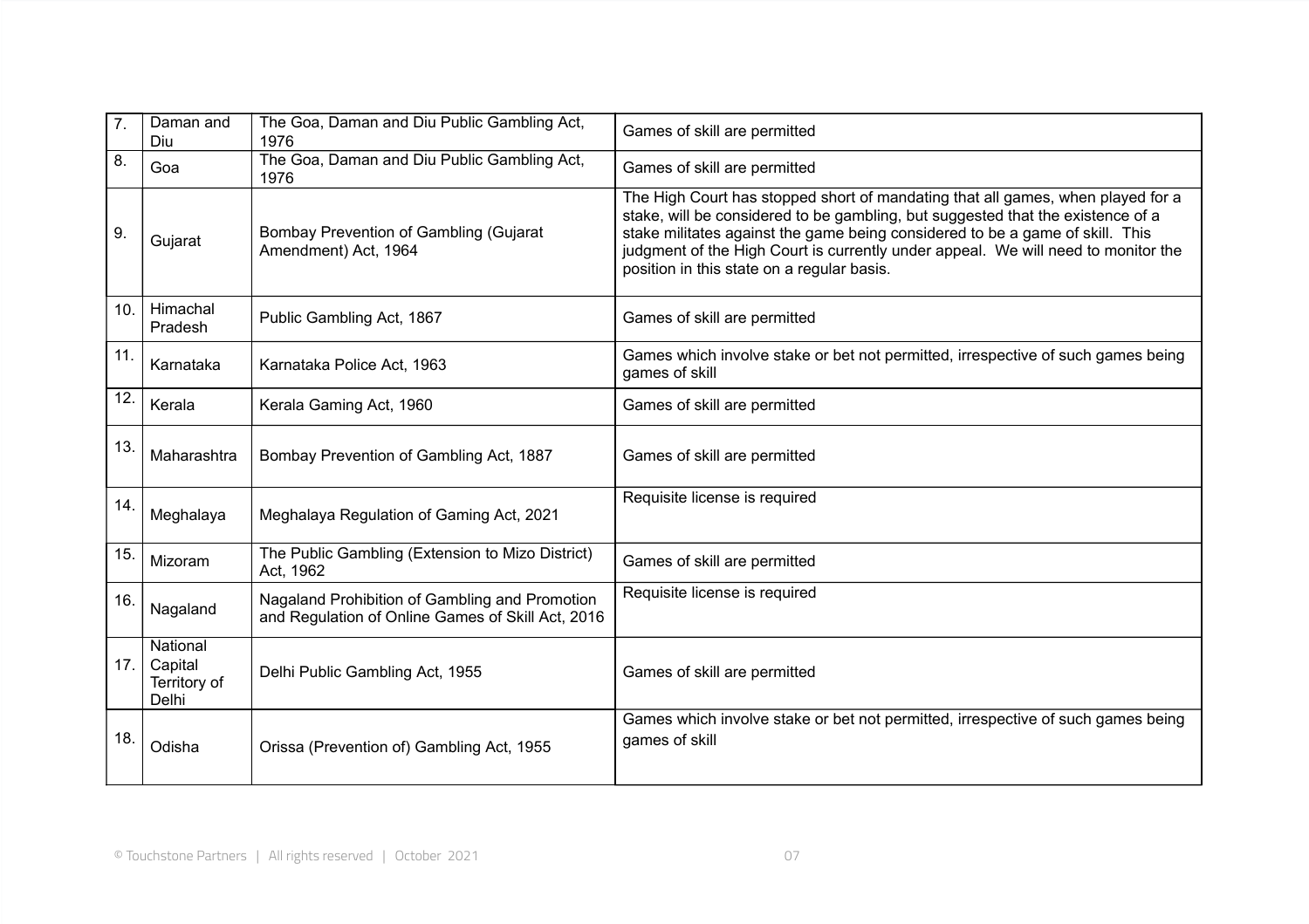| 7. | Daman and Diu | The Goa, Daman and Diu Public Gambling Act, 1976 | Games of skill are permitted |
|---|---|---|---|
| 8. | Goa | The Goa, Daman and Diu Public Gambling Act, 1976 | Games of skill are permitted |
| 9. | Gujarat | Bombay Prevention of Gambling (Gujarat Amendment) Act, 1964 | The High Court has stopped short of mandating that all games, when played for a stake, will be considered to be gambling, but suggested that the existence of a stake militates against the game being considered to be a game of skill. This judgment of the High Court is currently under appeal. We will need to monitor the position in this state on a regular basis. |
| 10. | Himachal Pradesh | Public Gambling Act, 1867 | Games of skill are permitted |
| 11. | Karnataka | Karnataka Police Act, 1963 | Games which involve stake or bet not permitted, irrespective of such games being games of skill |
| 12. | Kerala | Kerala Gaming Act, 1960 | Games of skill are permitted |
| 13. | Maharashtra | Bombay Prevention of Gambling Act, 1887 | Games of skill are permitted |
| 14. | Meghalaya | Meghalaya Regulation of Gaming Act, 2021 | Requisite license is required |
| 15. | Mizoram | The Public Gambling (Extension to Mizo District) Act, 1962 | Games of skill are permitted |
| 16. | Nagaland | Nagaland Prohibition of Gambling and Promotion and Regulation of Online Games of Skill Act, 2016 | Requisite license is required |
| 17. | National Capital Territory of Delhi | Delhi Public Gambling Act, 1955 | Games of skill are permitted |
| 18. | Odisha | Orissa (Prevention of) Gambling Act, 1955 | Games which involve stake or bet not permitted, irrespective of such games being games of skill |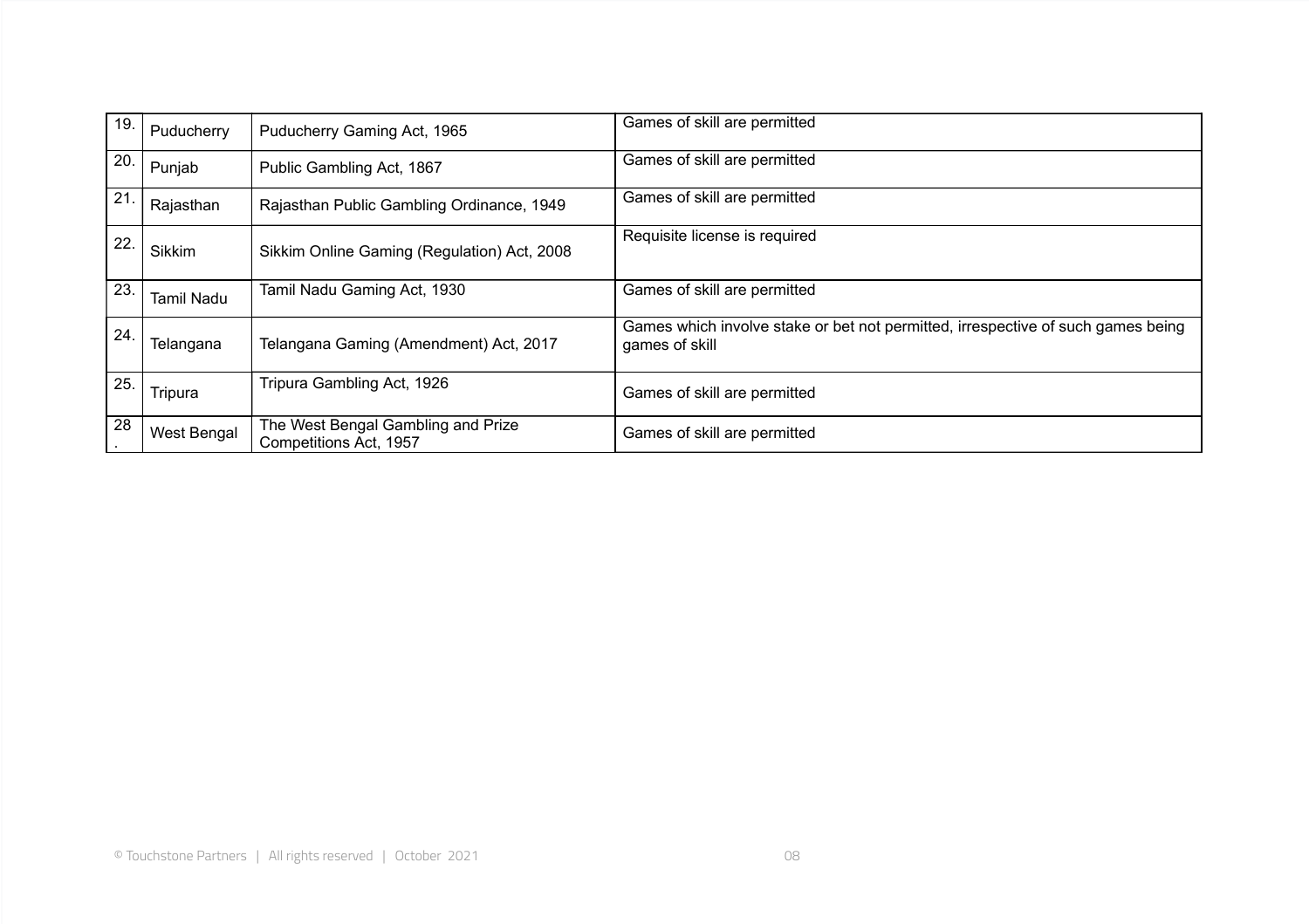| | | | |
|---|---|---|---|
| 19. | Puducherry | Puducherry Gaming Act, 1965 | Games of skill are permitted |
| 20. | Punjab | Public Gambling Act, 1867 | Games of skill are permitted |
| 21. | Rajasthan | Rajasthan Public Gambling Ordinance, 1949 | Games of skill are permitted |
| 22. | Sikkim | Sikkim Online Gaming (Regulation) Act, 2008 | Requisite license is required |
| 23. | Tamil Nadu | Tamil Nadu Gaming Act, 1930 | Games of skill are permitted |
| 24. | Telangana | Telangana Gaming (Amendment) Act, 2017 | Games which involve stake or bet not permitted, irrespective of such games being games of skill |
| 25. | Tripura | Tripura Gambling Act, 1926 | Games of skill are permitted |
| 28. | West Bengal | The West Bengal Gambling and Prize Competitions Act, 1957 | Games of skill are permitted |

© Touchstone Partners | All rights reserved | October 2021